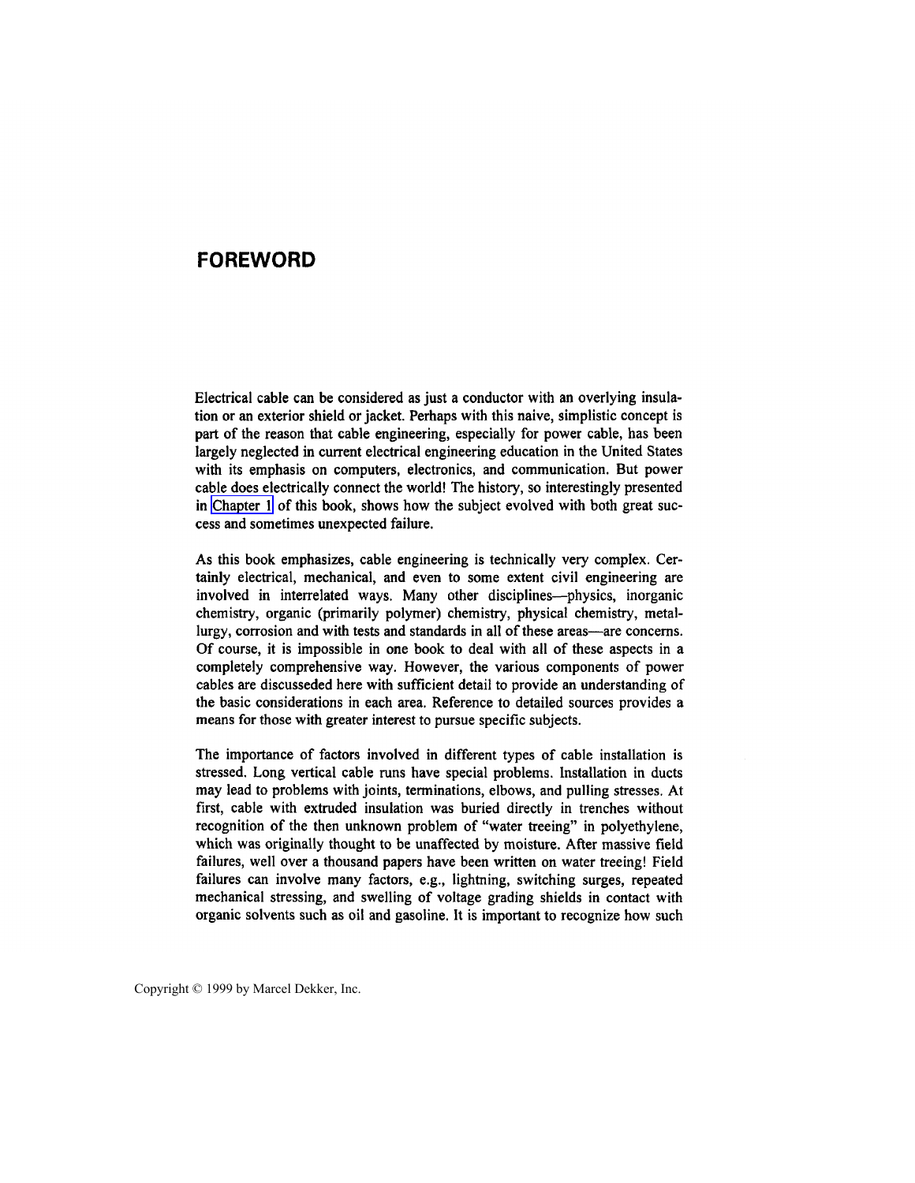# FOREWORD

Electrical cable can be considered as just a conductor with an overlying insulation or an exterior shield or jacket. Perhaps with this naive, simplistic concept is part of the reason that cable engineering, especially for power cable, has been largely neglected in current electrical engineering education in the United States with its emphasis on computers, electronics, and communication. But power cable does electrically connect the world! The history, so interestingly presented in Chapter 1 of this book, shows how the subject evolved with both great success and sometimes unexpected failure.

As this book emphasizes, cable engineering is technically very complex. Certainly electrical, mechanical, and even to some extent civil engineering are involved in interrelated ways. Many other disciplines—physics, inorganic chemistry, organic (primarily polymer) chemistry, physical chemistry, metallurgy, corrosion and with tests and standards in all of these areas—are concerns. Of course, it is impossible in one book to deal with all of these aspects in a completely comprehensive way. However, the various components of power cables are discusseded here with sufficient detail to provide an understanding of the basic considerations in each area. Reference to detailed sources provides a means for those with greater interest to pursue specific subjects.

The importance of factors involved in different types of cable installation is stressed. Long vertical cable runs have special problems. Installation in ducts may lead to problems with joints, terminations, elbows, and pulling stresses. At first, cable with extruded insulation was buried directly in trenches without recognition of the then unknown problem of "water treeing" in polyethylene, which was originally thought to be unaffected by moisture. After massive field failures, well over a thousand papers have been written on water treeing! Field failures can involve many factors, e.g., lightning, switching surges, repeated mechanical stressing, and swelling of voltage grading shields in contact with organic solvents such as oil and gasoline. It is important to recognize how such

Copyright © 1999 by Marcel Dekker, Inc.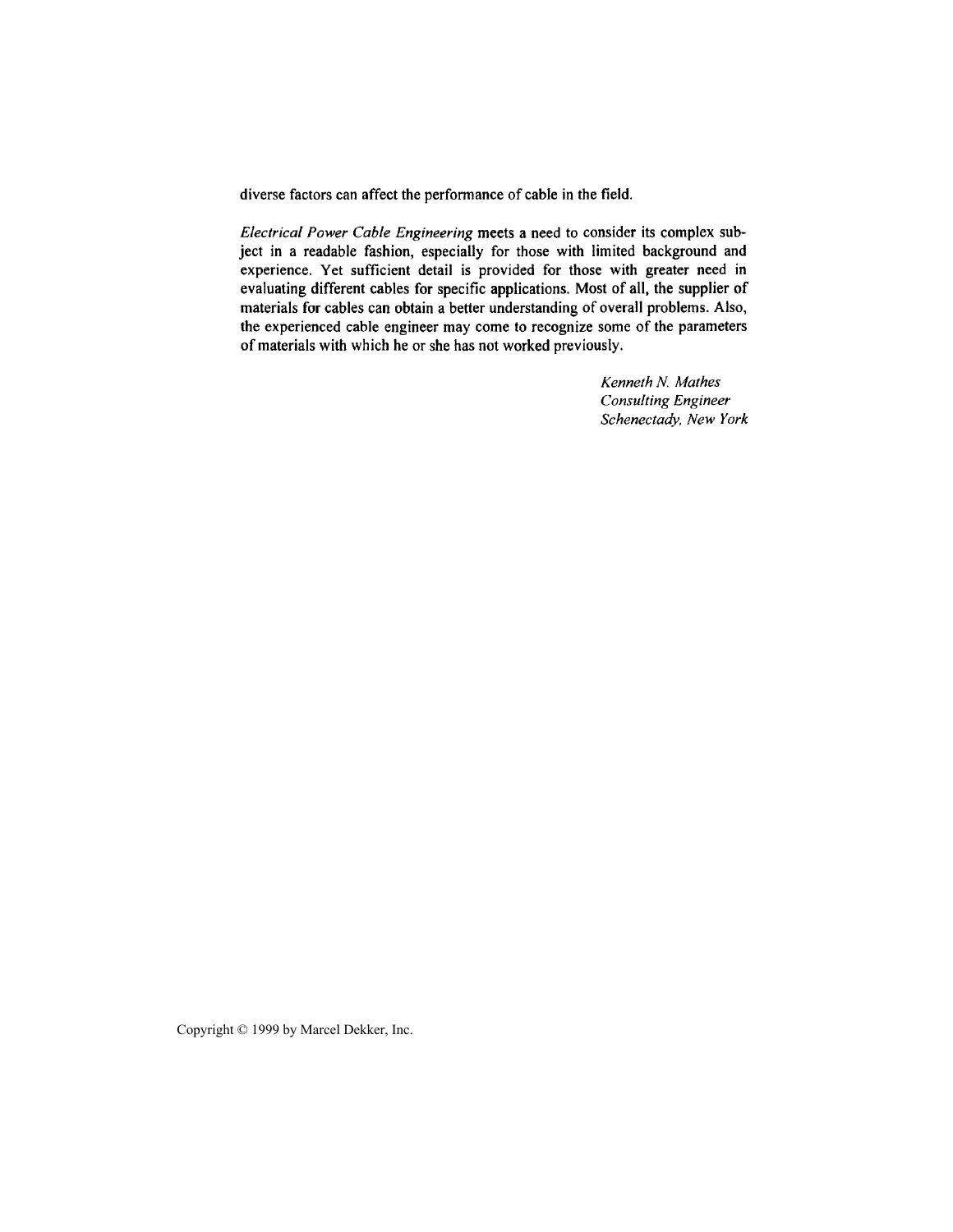diverse factors can affect the performance of cable in the field.

*Electrical Power Cable Engineering* meets a need to consider its complex subject in a readable fashion, especially for those with limited background and experience. Yet sufficient detail is provided for those with greater need in evaluating different cables for specific applications. Most of all, the supplier of materials for cables can obtain a better understanding of overall problems. Also, the experienced cable engineer may come to recognize some of the parameters of materials with which he or she has not worked previously.

*Kenneth N. Mathes*
*Consulting Engineer*
*Schenectady, New York*

Copyright © 1999 by Marcel Dekker, Inc.